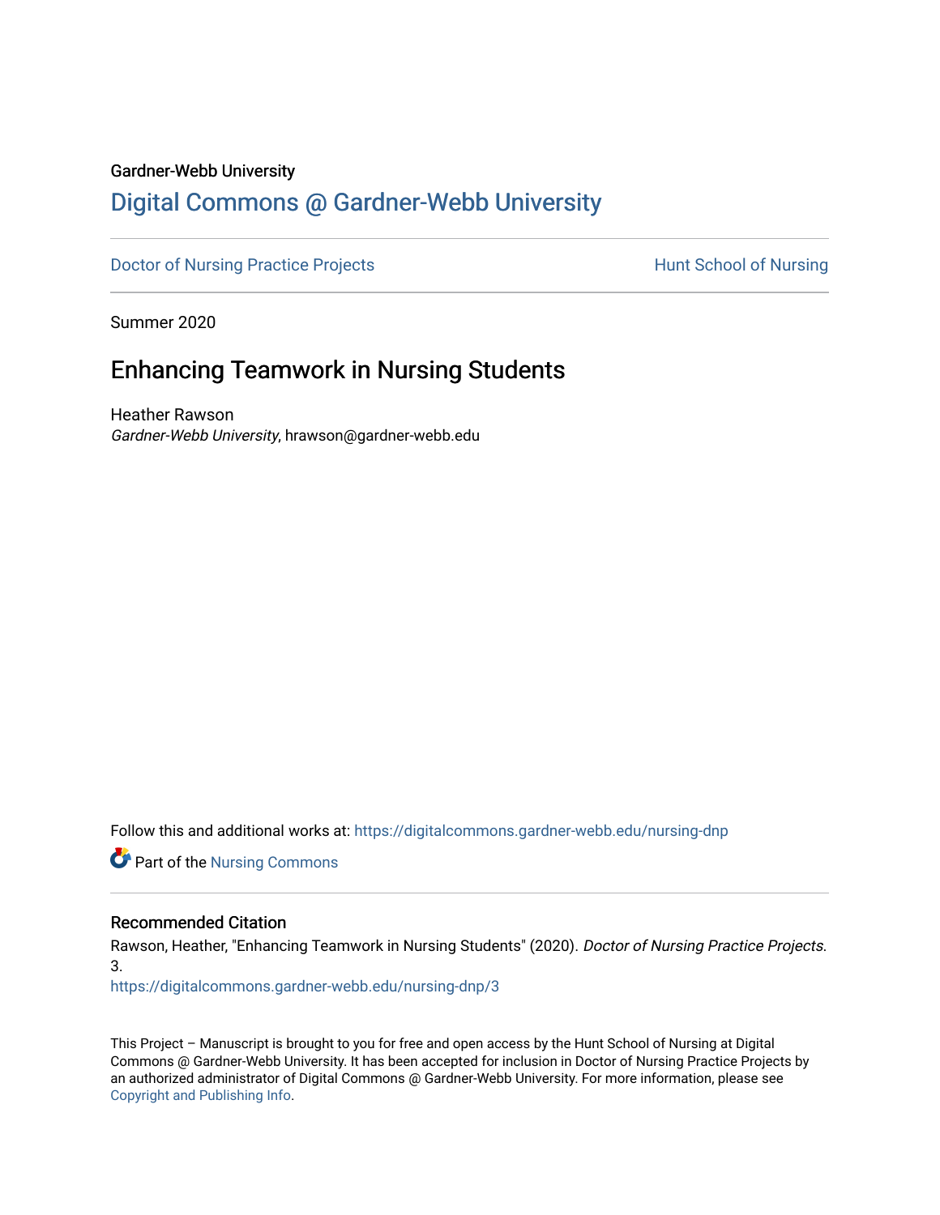Gardner-Webb University

# Digital Commons @ Gardner-Webb University

Doctor of Nursing Practice Projects | Hunt School of Nursing

Summer 2020

## Enhancing Teamwork in Nursing Students

Heather Rawson
*Gardner-Webb University*, hrawson@gardner-webb.edu

Follow this and additional works at: https://digitalcommons.gardner-webb.edu/nursing-dnp

Part of the Nursing Commons

### Recommended Citation

Rawson, Heather, "Enhancing Teamwork in Nursing Students" (2020). *Doctor of Nursing Practice Projects*. 3.
https://digitalcommons.gardner-webb.edu/nursing-dnp/3

This Project – Manuscript is brought to you for free and open access by the Hunt School of Nursing at Digital Commons @ Gardner-Webb University. It has been accepted for inclusion in Doctor of Nursing Practice Projects by an authorized administrator of Digital Commons @ Gardner-Webb University. For more information, please see Copyright and Publishing Info.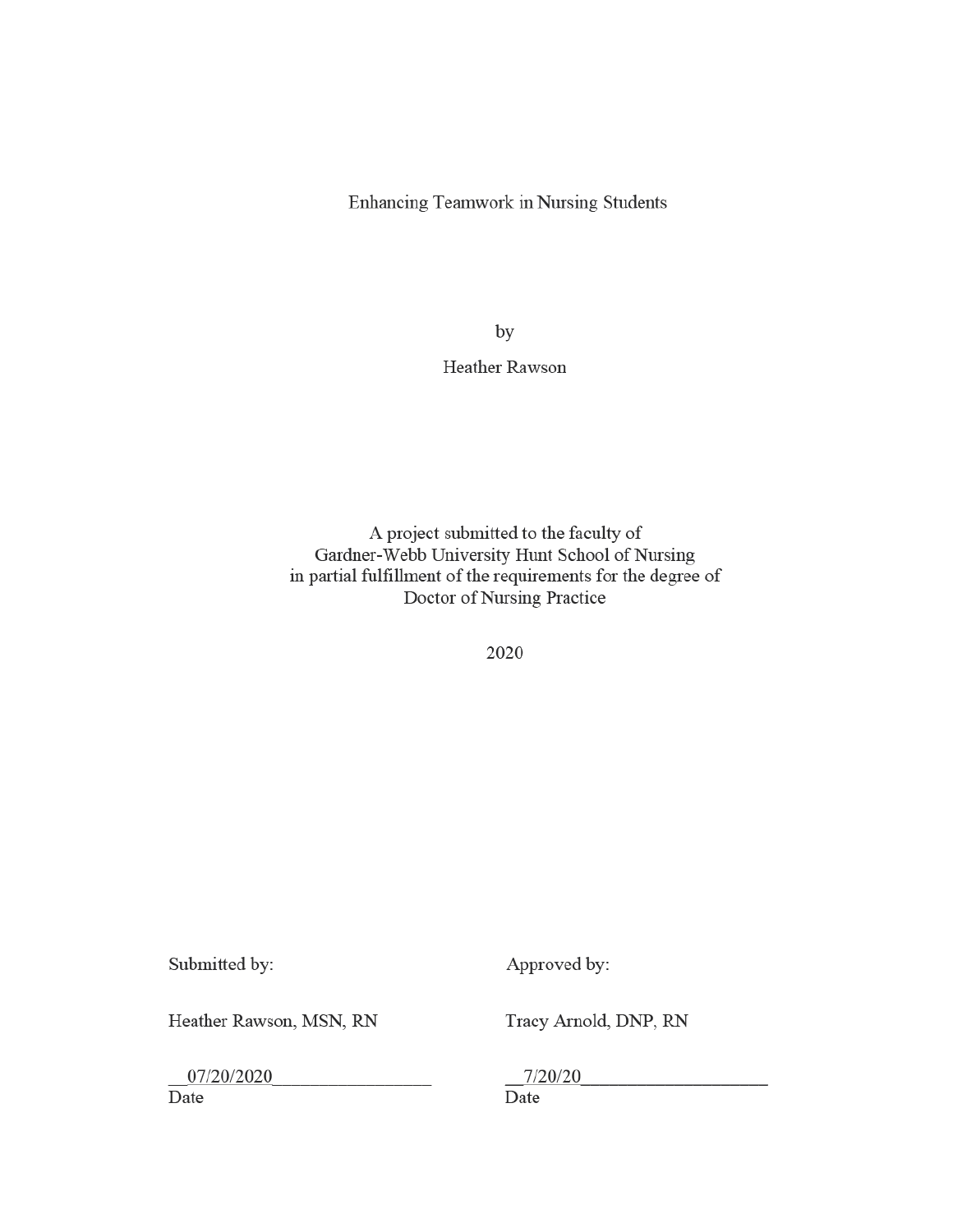Enhancing Teamwork in Nursing Students

by

Heather Rawson

A project submitted to the faculty of
Gardner-Webb University Hunt School of Nursing
in partial fulfillment of the requirements for the degree of
Doctor of Nursing Practice

2020

| Submitted by: | Approved by: |
|---|---|
| Heather Rawson, MSN, RN | Tracy Arnold, DNP, RN |
| __07/20/2020_________________ | __7/20/20____________________ |
| Date | Date |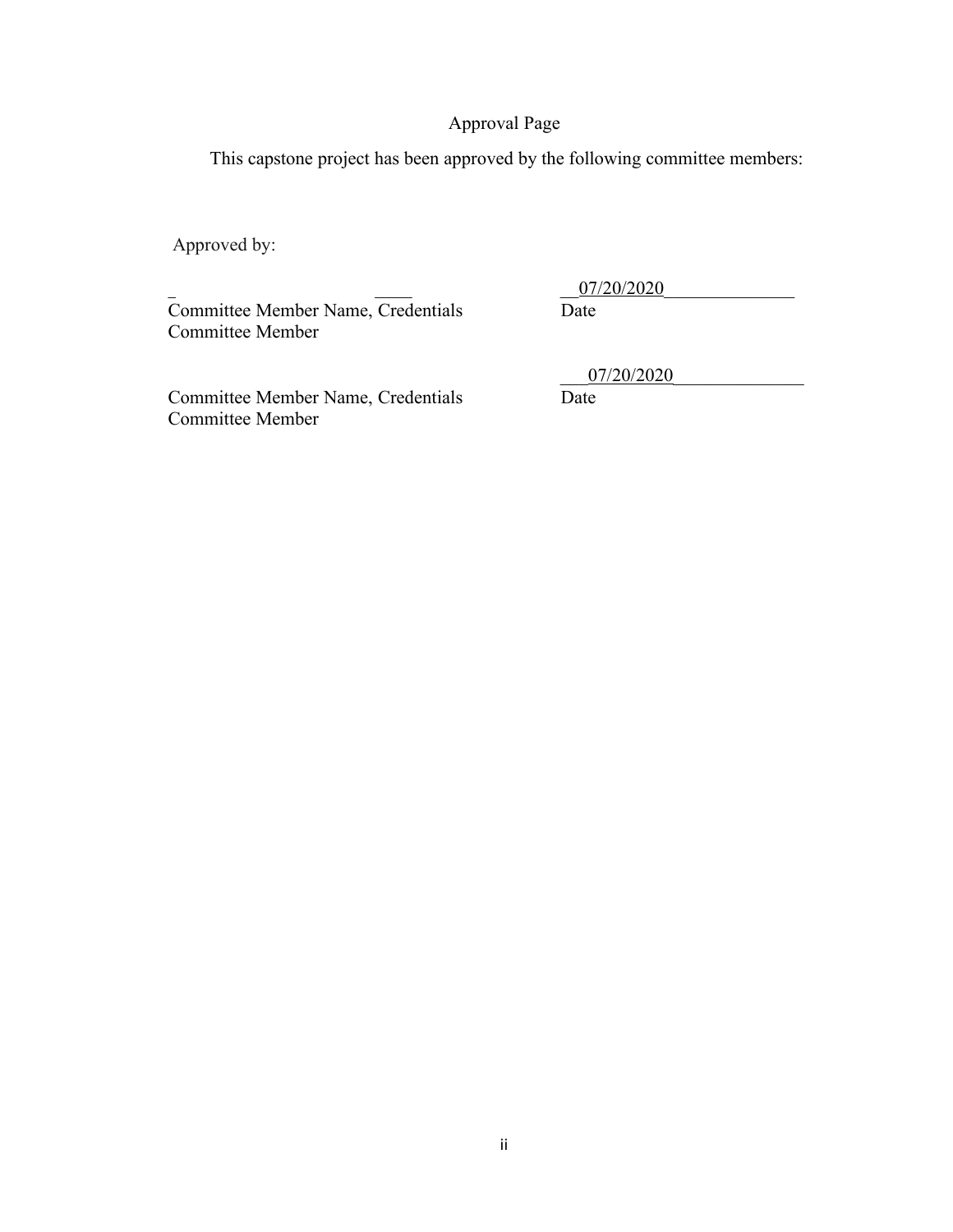Approval Page

This capstone project has been approved by the following committee members:

Approved by:

Committee Member Name, Credentials
Committee Member

07/20/2020
Date

Committee Member Name, Credentials
Committee Member

07/20/2020
Date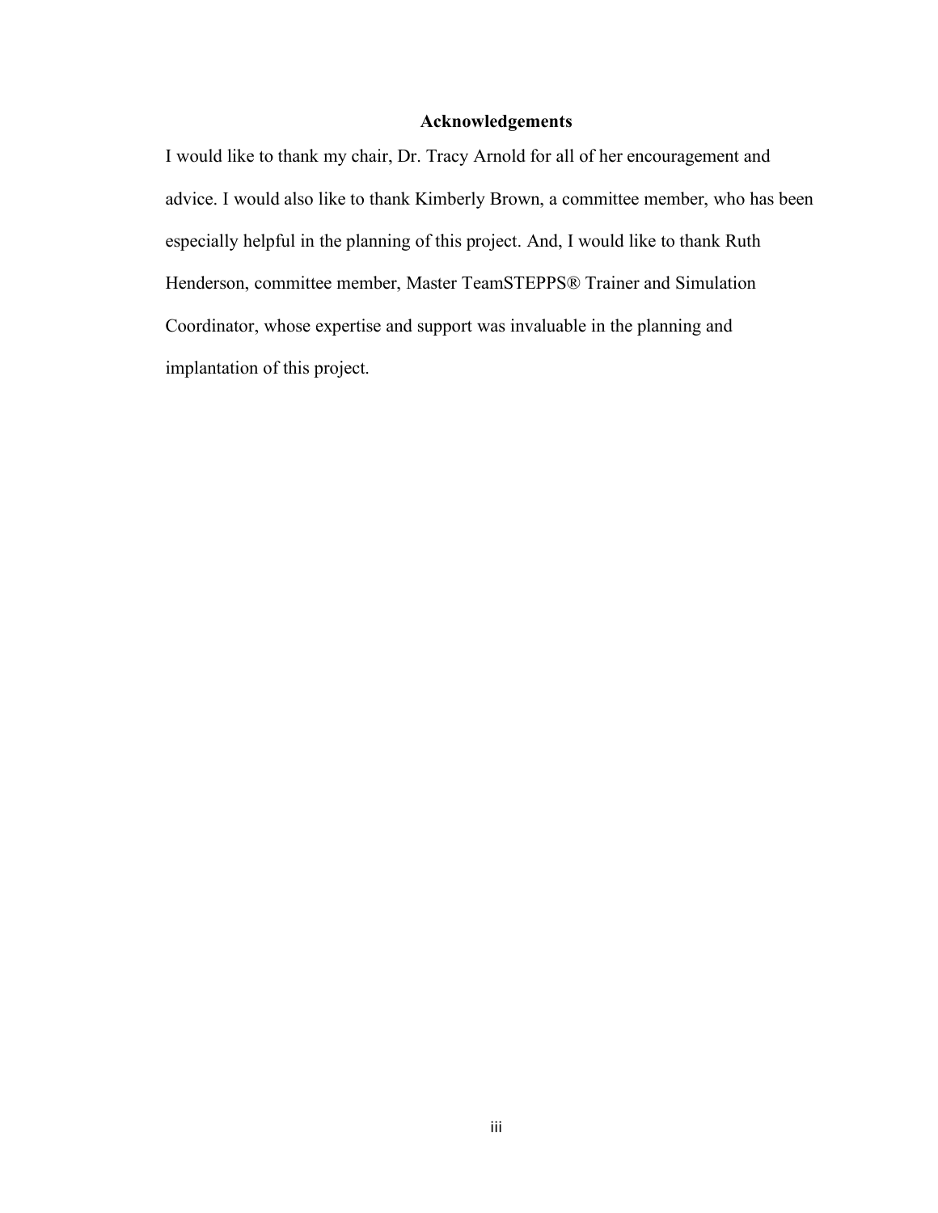## Acknowledgements

I would like to thank my chair, Dr. Tracy Arnold for all of her encouragement and advice. I would also like to thank Kimberly Brown, a committee member, who has been especially helpful in the planning of this project. And, I would like to thank Ruth Henderson, committee member, Master TeamSTEPPS® Trainer and Simulation Coordinator, whose expertise and support was invaluable in the planning and implantation of this project.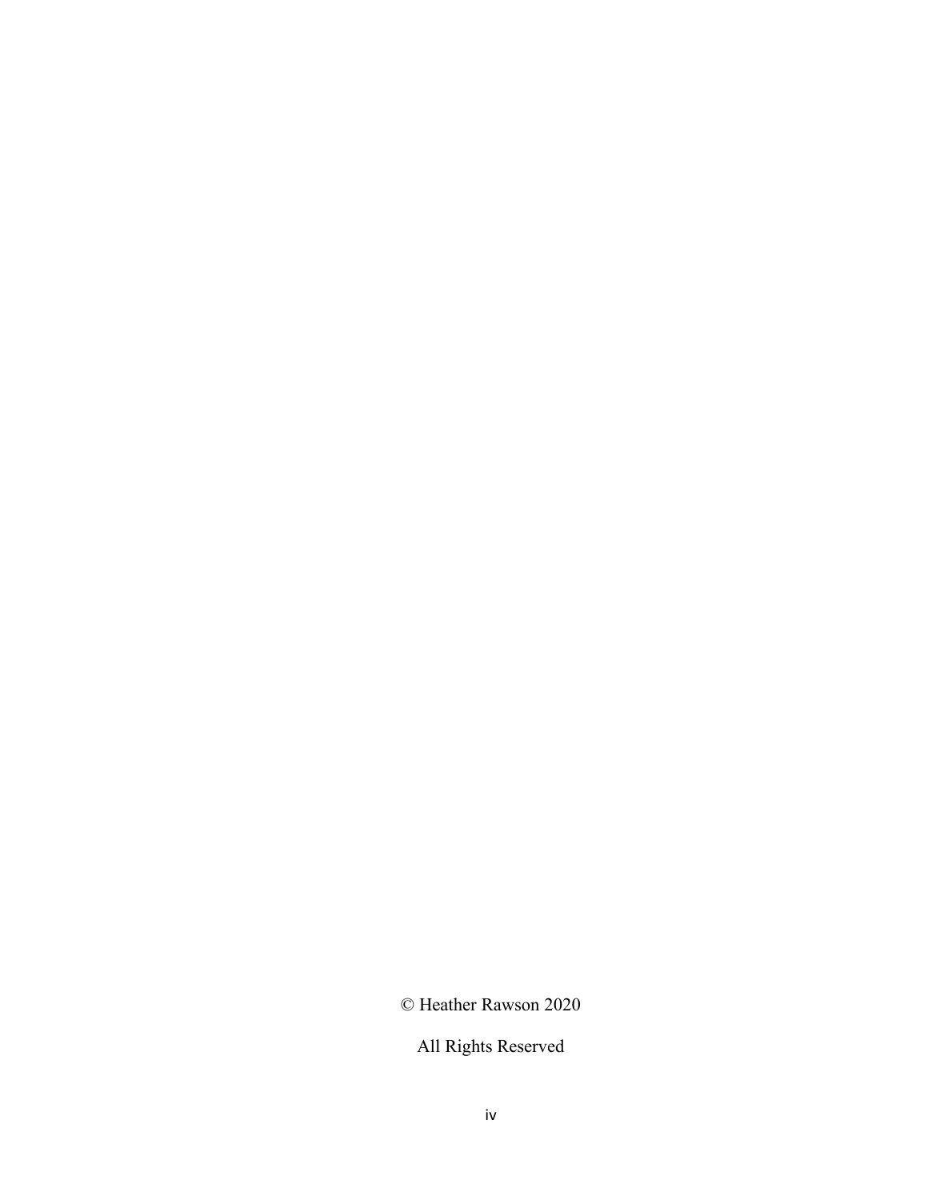© Heather Rawson 2020

All Rights Reserved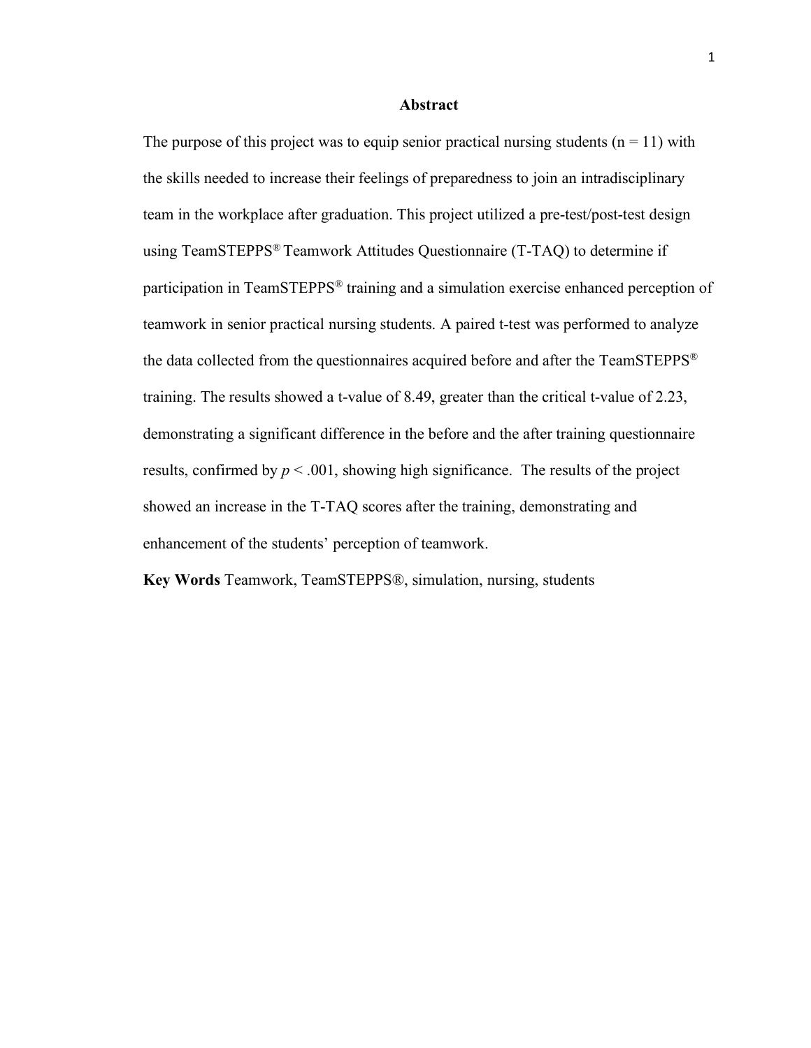## Abstract

The purpose of this project was to equip senior practical nursing students ($n = 11$) with the skills needed to increase their feelings of preparedness to join an intradisciplinary team in the workplace after graduation. This project utilized a pre-test/post-test design using TeamSTEPPS® Teamwork Attitudes Questionnaire (T-TAQ) to determine if participation in TeamSTEPPS® training and a simulation exercise enhanced perception of teamwork in senior practical nursing students. A paired t-test was performed to analyze the data collected from the questionnaires acquired before and after the TeamSTEPPS® training. The results showed a t-value of 8.49, greater than the critical t-value of 2.23, demonstrating a significant difference in the before and the after training questionnaire results, confirmed by $p < .001$, showing high significance. The results of the project showed an increase in the T-TAQ scores after the training, demonstrating and enhancement of the students' perception of teamwork.

**Key Words** Teamwork, TeamSTEPPS®, simulation, nursing, students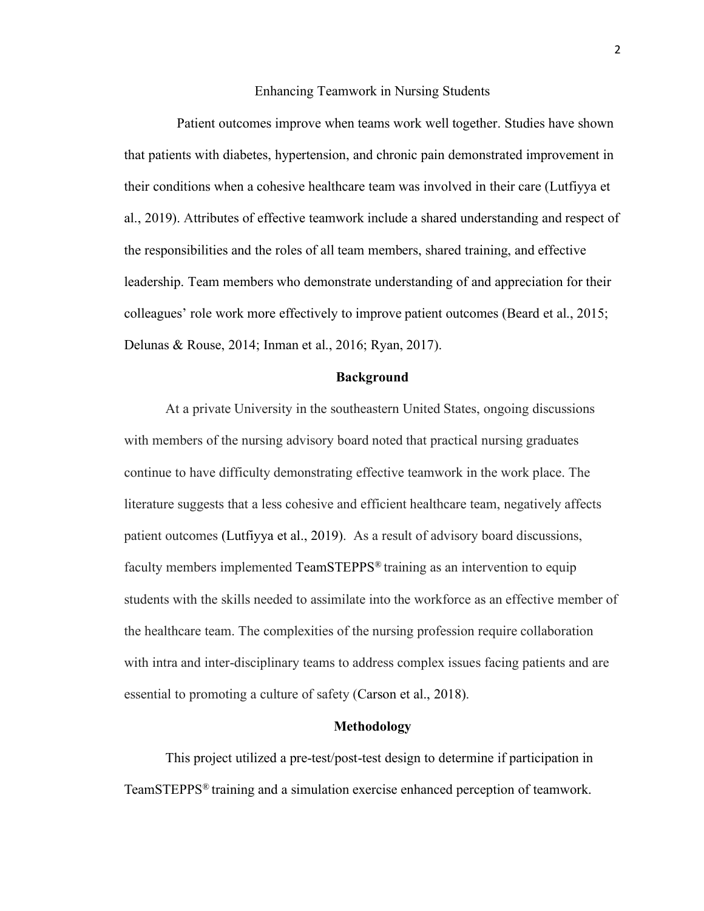# Enhancing Teamwork in Nursing Students

Patient outcomes improve when teams work well together. Studies have shown that patients with diabetes, hypertension, and chronic pain demonstrated improvement in their conditions when a cohesive healthcare team was involved in their care (Lutfiyya et al., 2019). Attributes of effective teamwork include a shared understanding and respect of the responsibilities and the roles of all team members, shared training, and effective leadership. Team members who demonstrate understanding of and appreciation for their colleagues' role work more effectively to improve patient outcomes (Beard et al., 2015; Delunas & Rouse, 2014; Inman et al., 2016; Ryan, 2017).

## Background

At a private University in the southeastern United States, ongoing discussions with members of the nursing advisory board noted that practical nursing graduates continue to have difficulty demonstrating effective teamwork in the work place. The literature suggests that a less cohesive and efficient healthcare team, negatively affects patient outcomes (Lutfiyya et al., 2019). As a result of advisory board discussions, faculty members implemented TeamSTEPPS® training as an intervention to equip students with the skills needed to assimilate into the workforce as an effective member of the healthcare team. The complexities of the nursing profession require collaboration with intra and inter-disciplinary teams to address complex issues facing patients and are essential to promoting a culture of safety (Carson et al., 2018).

## Methodology

This project utilized a pre-test/post-test design to determine if participation in TeamSTEPPS® training and a simulation exercise enhanced perception of teamwork.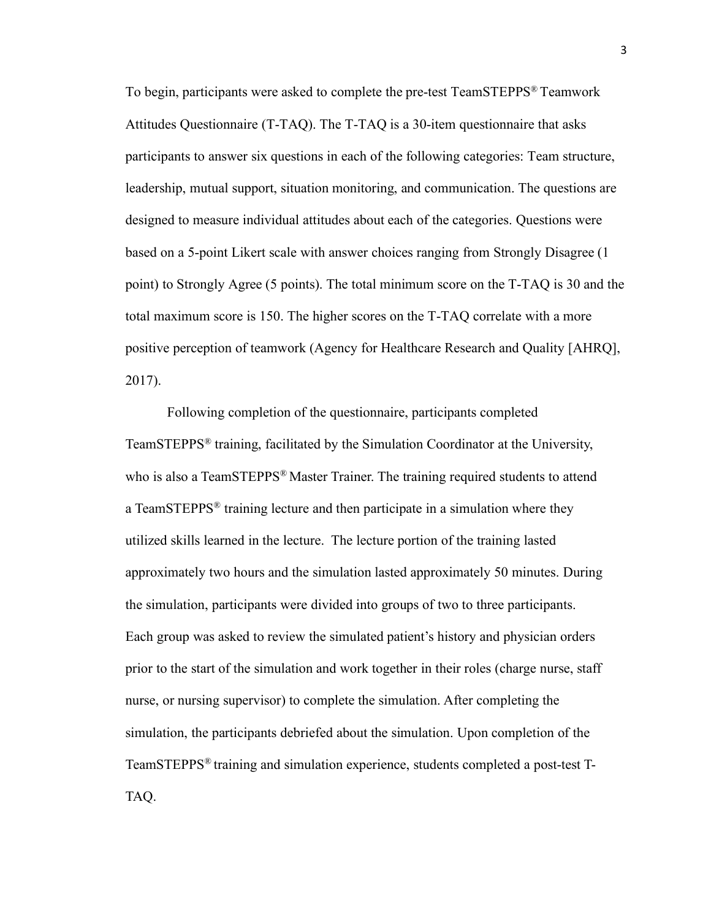To begin, participants were asked to complete the pre-test TeamSTEPPS® Teamwork Attitudes Questionnaire (T-TAQ). The T-TAQ is a 30-item questionnaire that asks participants to answer six questions in each of the following categories: Team structure, leadership, mutual support, situation monitoring, and communication. The questions are designed to measure individual attitudes about each of the categories. Questions were based on a 5-point Likert scale with answer choices ranging from Strongly Disagree (1 point) to Strongly Agree (5 points). The total minimum score on the T-TAQ is 30 and the total maximum score is 150. The higher scores on the T-TAQ correlate with a more positive perception of teamwork (Agency for Healthcare Research and Quality [AHRQ], 2017).

Following completion of the questionnaire, participants completed TeamSTEPPS® training, facilitated by the Simulation Coordinator at the University, who is also a TeamSTEPPS® Master Trainer. The training required students to attend a TeamSTEPPS® training lecture and then participate in a simulation where they utilized skills learned in the lecture. The lecture portion of the training lasted approximately two hours and the simulation lasted approximately 50 minutes. During the simulation, participants were divided into groups of two to three participants. Each group was asked to review the simulated patient's history and physician orders prior to the start of the simulation and work together in their roles (charge nurse, staff nurse, or nursing supervisor) to complete the simulation. After completing the simulation, the participants debriefed about the simulation. Upon completion of the TeamSTEPPS® training and simulation experience, students completed a post-test T-TAQ.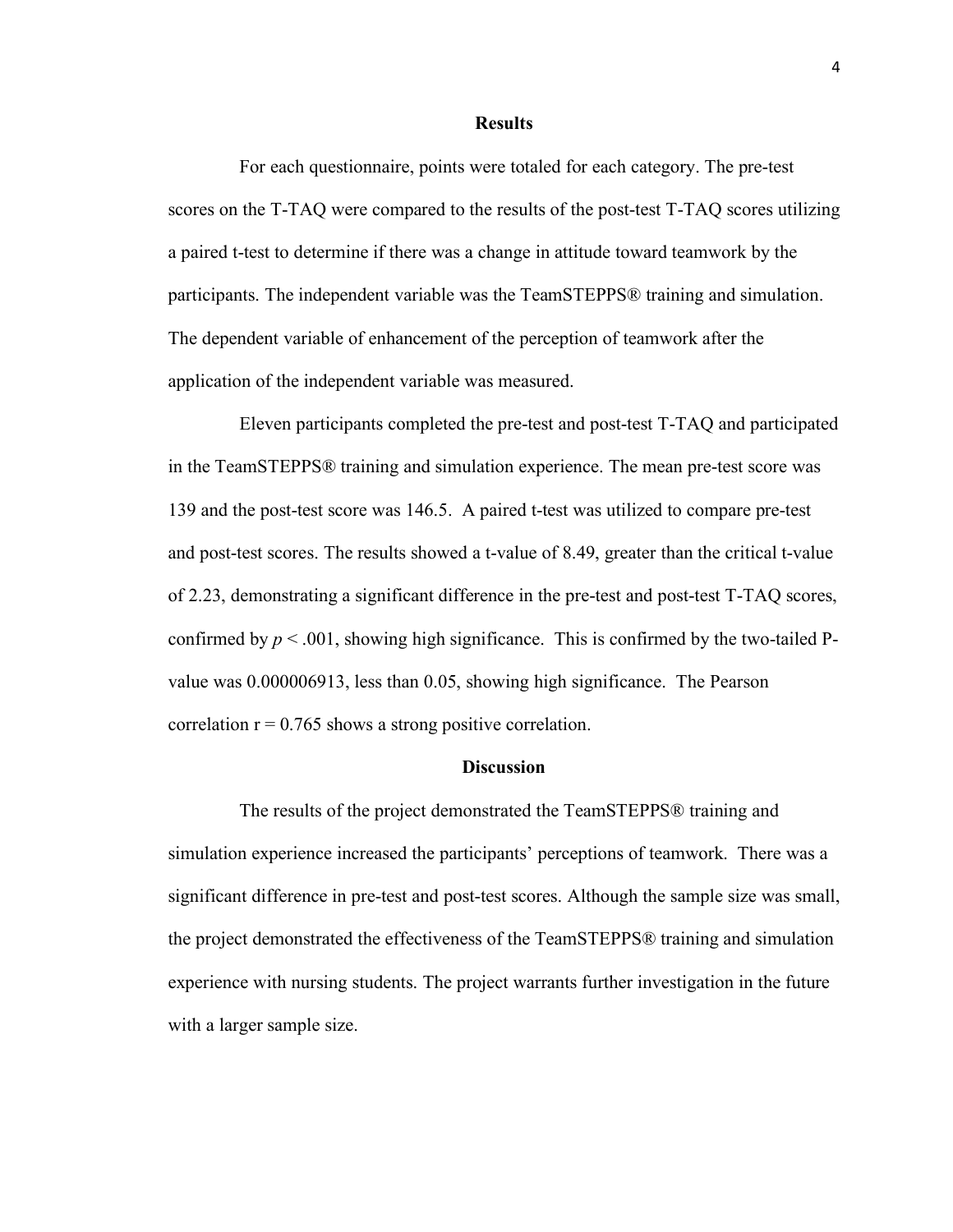## Results

For each questionnaire, points were totaled for each category. The pre-test scores on the T-TAQ were compared to the results of the post-test T-TAQ scores utilizing a paired t-test to determine if there was a change in attitude toward teamwork by the participants. The independent variable was the TeamSTEPPS® training and simulation. The dependent variable of enhancement of the perception of teamwork after the application of the independent variable was measured.

Eleven participants completed the pre-test and post-test T-TAQ and participated in the TeamSTEPPS® training and simulation experience. The mean pre-test score was 139 and the post-test score was 146.5. A paired t-test was utilized to compare pre-test and post-test scores. The results showed a t-value of 8.49, greater than the critical t-value of 2.23, demonstrating a significant difference in the pre-test and post-test T-TAQ scores, confirmed by $p < .001$, showing high significance. This is confirmed by the two-tailed P-value was 0.000006913, less than 0.05, showing high significance. The Pearson correlation $r = 0.765$ shows a strong positive correlation.

## Discussion

The results of the project demonstrated the TeamSTEPPS® training and simulation experience increased the participants' perceptions of teamwork. There was a significant difference in pre-test and post-test scores. Although the sample size was small, the project demonstrated the effectiveness of the TeamSTEPPS® training and simulation experience with nursing students. The project warrants further investigation in the future with a larger sample size.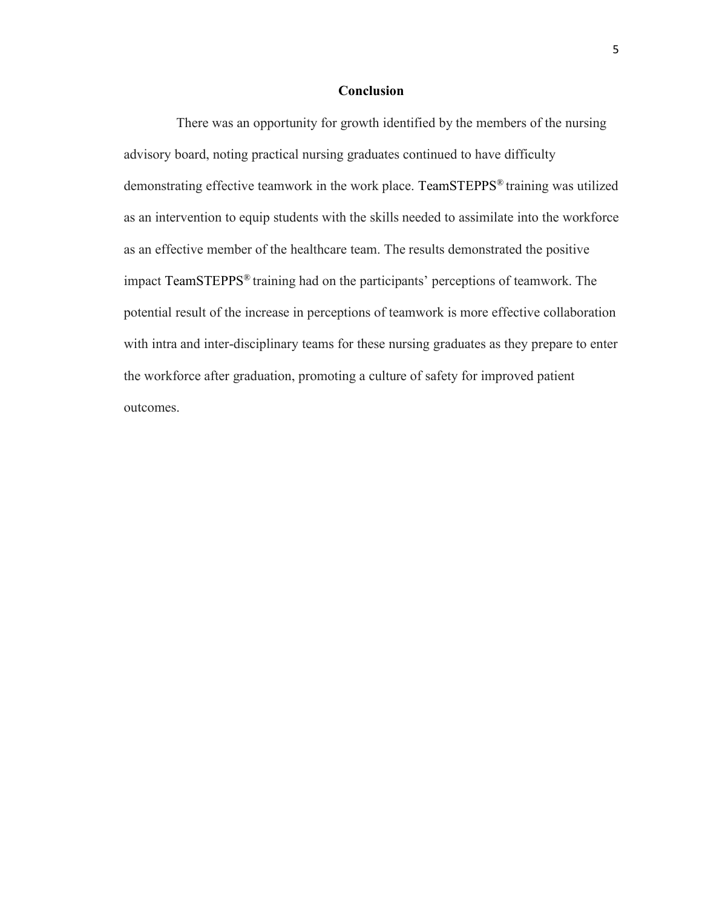## Conclusion

There was an opportunity for growth identified by the members of the nursing advisory board, noting practical nursing graduates continued to have difficulty demonstrating effective teamwork in the work place. TeamSTEPPS® training was utilized as an intervention to equip students with the skills needed to assimilate into the workforce as an effective member of the healthcare team. The results demonstrated the positive impact TeamSTEPPS® training had on the participants' perceptions of teamwork. The potential result of the increase in perceptions of teamwork is more effective collaboration with intra and inter-disciplinary teams for these nursing graduates as they prepare to enter the workforce after graduation, promoting a culture of safety for improved patient outcomes.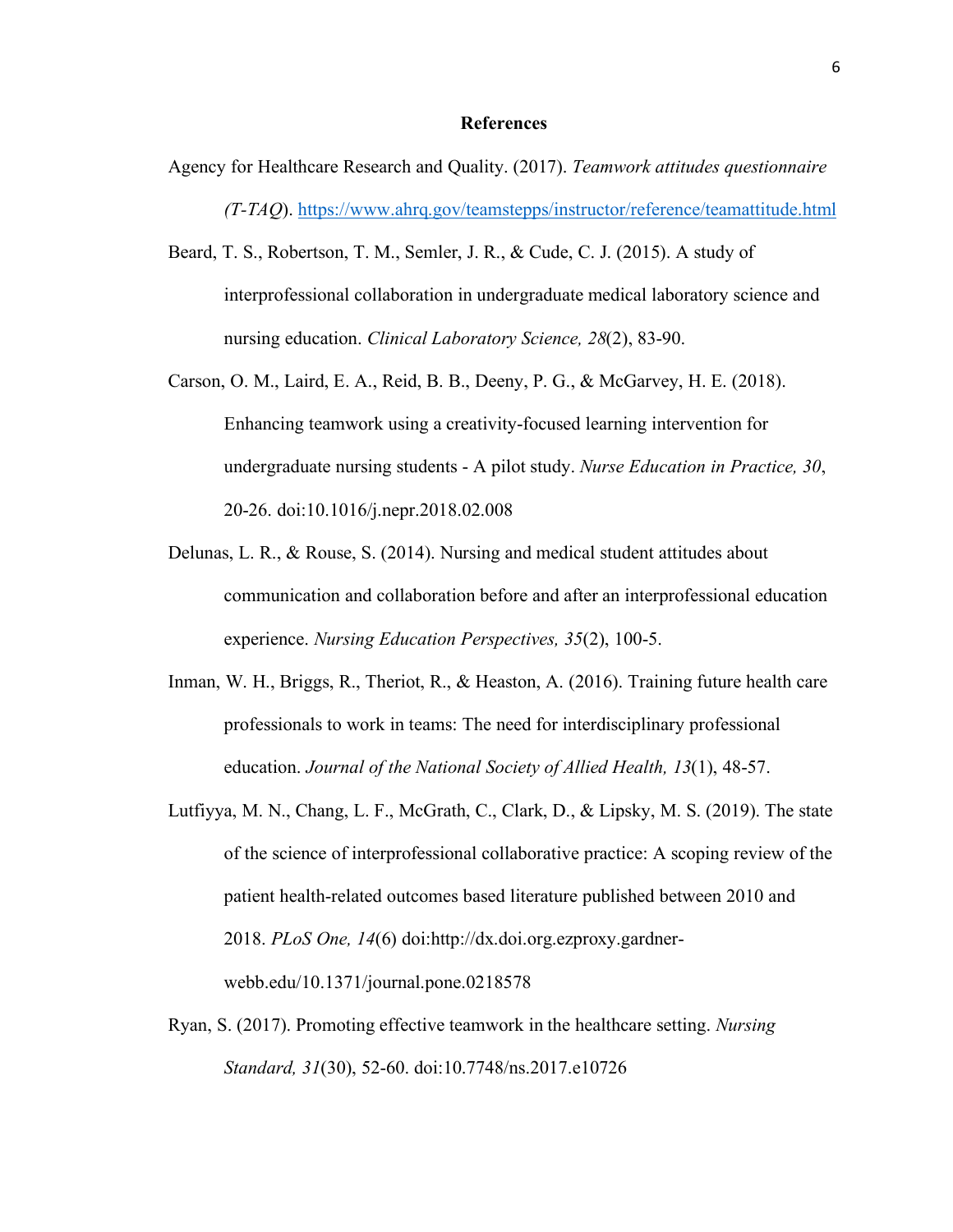# References

Agency for Healthcare Research and Quality. (2017). *Teamwork attitudes questionnaire (T-TAQ)*. https://www.ahrq.gov/teamstepps/instructor/reference/teamattitude.html

Beard, T. S., Robertson, T. M., Semler, J. R., & Cude, C. J. (2015). A study of interprofessional collaboration in undergraduate medical laboratory science and nursing education. *Clinical Laboratory Science, 28*(2), 83-90.

Carson, O. M., Laird, E. A., Reid, B. B., Deeny, P. G., & McGarvey, H. E. (2018). Enhancing teamwork using a creativity-focused learning intervention for undergraduate nursing students - A pilot study. *Nurse Education in Practice, 30*, 20-26. doi:10.1016/j.nepr.2018.02.008

Delunas, L. R., & Rouse, S. (2014). Nursing and medical student attitudes about communication and collaboration before and after an interprofessional education experience. *Nursing Education Perspectives, 35*(2), 100-5.

Inman, W. H., Briggs, R., Theriot, R., & Heaston, A. (2016). Training future health care professionals to work in teams: The need for interdisciplinary professional education. *Journal of the National Society of Allied Health, 13*(1), 48-57.

Lutfiyya, M. N., Chang, L. F., McGrath, C., Clark, D., & Lipsky, M. S. (2019). The state of the science of interprofessional collaborative practice: A scoping review of the patient health-related outcomes based literature published between 2010 and 2018. *PLoS One, 14*(6) doi:http://dx.doi.org.ezproxy.gardner-webb.edu/10.1371/journal.pone.0218578

Ryan, S. (2017). Promoting effective teamwork in the healthcare setting. *Nursing Standard, 31*(30), 52-60. doi:10.7748/ns.2017.e10726